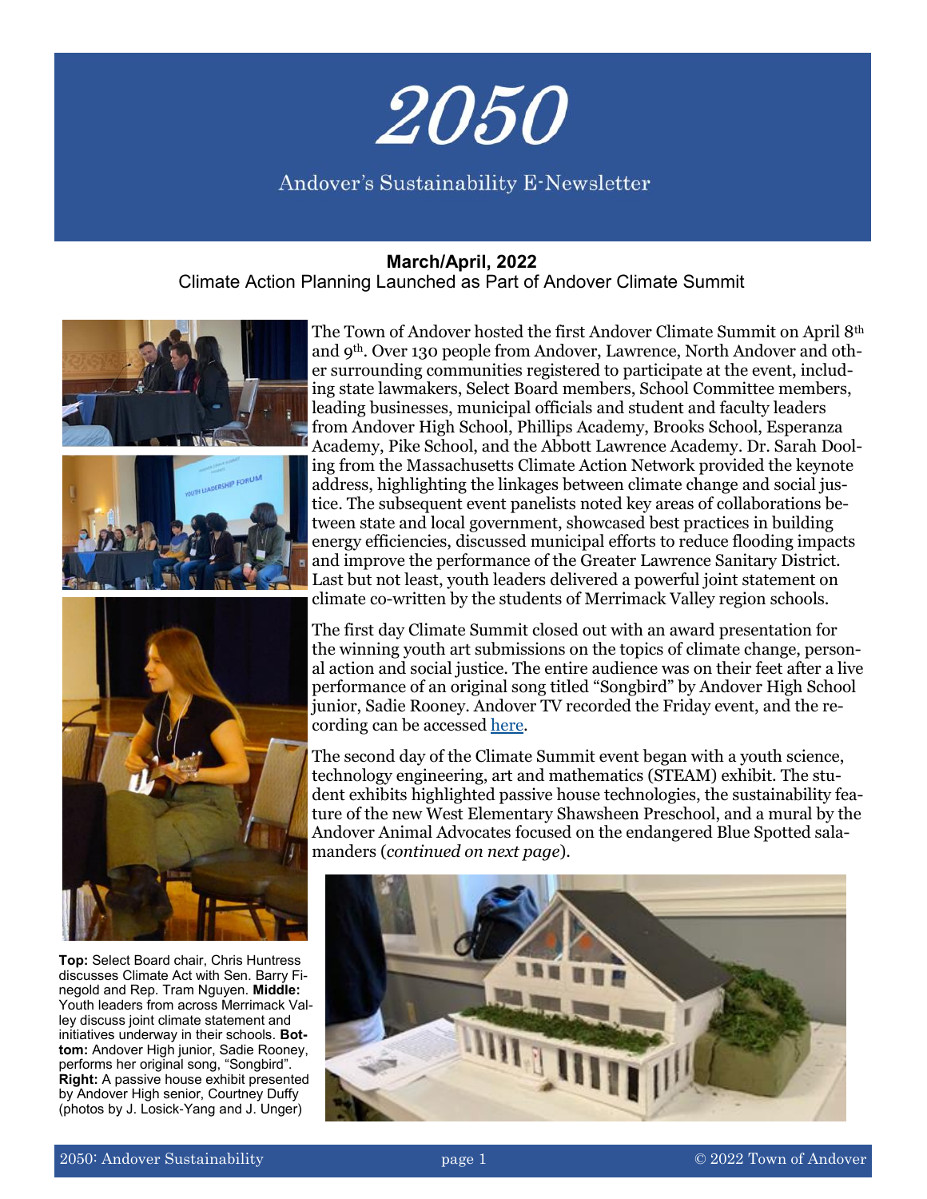# 2050

Andover's Sustainability E-Newsletter

**March/April, 2022**

## Climate Action Planning Launched as Part of Andover Climate Summit

The Town of Andover hosted the first Andover Climate Summit on April 8th and 9th. Over 130 people from Andover, Lawrence, North Andover and other surrounding communities registered to participate at the event, including state lawmakers, Select Board members, School Committee members, leading businesses, municipal officials and student and faculty leaders from Andover High School, Phillips Academy, Brooks School, Esperanza Academy, Pike School, and the Abbott Lawrence Academy. Dr. Sarah Dooling from the Massachusetts Climate Action Network provided the keynote address, highlighting the linkages between climate change and social justice. The subsequent event panelists noted key areas of collaborations between state and local government, showcased best practices in building energy efficiencies, discussed municipal efforts to reduce flooding impacts and improve the performance of the Greater Lawrence Sanitary District. Last but not least, youth leaders delivered a powerful joint statement on climate co-written by the students of Merrimack Valley region schools.

The first day Climate Summit closed out with an award presentation for the winning youth art submissions on the topics of climate change, personal action and social justice. The entire audience was on their feet after a live performance of an original song titled "Songbird" by Andover High School junior, Sadie Rooney. Andover TV recorded the Friday event, and the recording can be accessed here.

The second day of the Climate Summit event began with a youth science, technology engineering, art and mathematics (STEAM) exhibit. The student exhibits highlighted passive house technologies, the sustainability feature of the new West Elementary Shawsheen Preschool, and a mural by the Andover Animal Advocates focused on the endangered Blue Spotted salamanders (*continued on next page*).

**Top:** Select Board chair, Chris Huntress discusses Climate Act with Sen. Barry Finegold and Rep. Tram Nguyen. **Middle:** Youth leaders from across Merrimack Valley discuss joint climate statement and initiatives underway in their schools. **Bottom:** Andover High junior, Sadie Rooney, performs her original song, "Songbird". **Right:** A passive house exhibit presented by Andover High senior, Courtney Duffy (photos by J. Losick-Yang and J. Unger)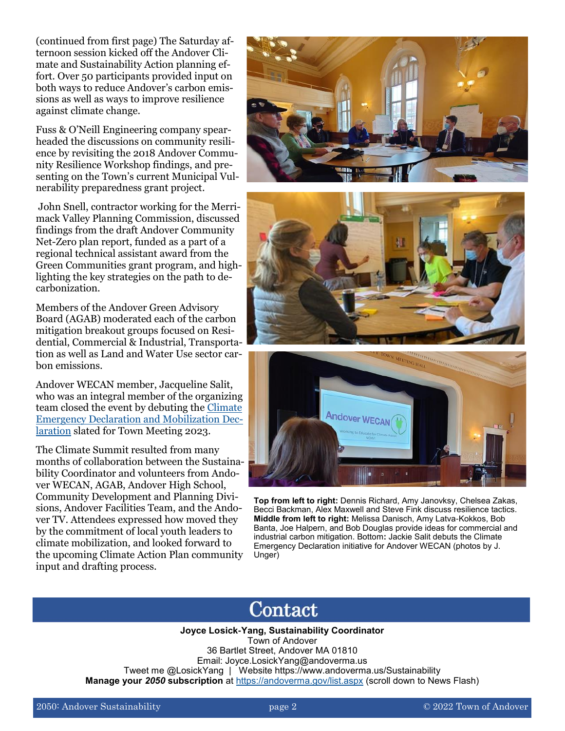(continued from first page) The Saturday afternoon session kicked off the Andover Climate and Sustainability Action planning effort. Over 50 participants provided input on both ways to reduce Andover's carbon emissions as well as ways to improve resilience against climate change.

Fuss & O'Neill Engineering company spearheaded the discussions on community resilience by revisiting the 2018 Andover Community Resilience Workshop findings, and presenting on the Town's current Municipal Vulnerability preparedness grant project.

John Snell, contractor working for the Merrimack Valley Planning Commission, discussed findings from the draft Andover Community Net-Zero plan report, funded as a part of a regional technical assistant award from the Green Communities grant program, and highlighting the key strategies on the path to decarbonization.

Members of the Andover Green Advisory Board (AGAB) moderated each of the carbon mitigation breakout groups focused on Residential, Commercial & Industrial, Transportation as well as Land and Water Use sector carbon emissions.

Andover WECAN member, Jacqueline Salit, who was an integral member of the organizing team closed the event by debuting the [Climate Emergency Declaration and Mobilization Declaration] slated for Town Meeting 2023.

The Climate Summit resulted from many months of collaboration between the Sustainability Coordinator and volunteers from Andover WECAN, AGAB, Andover High School, Community Development and Planning Divisions, Andover Facilities Team, and the Andover TV. Attendees expressed how moved they by the commitment of local youth leaders to climate mobilization, and looked forward to the upcoming Climate Action Plan community input and drafting process.

**Top from left to right:** Dennis Richard, Amy Janovksy, Chelsea Zakas, Becci Backman, Alex Maxwell and Steve Fink discuss resilience tactics. **Middle from left to right:** Melissa Danisch, Amy Latva-Kokkos, Bob Banta, Joe Halpern, and Bob Douglas provide ideas for commercial and industrial carbon mitigation. Bottom**:** Jackie Salit debuts the Climate Emergency Declaration initiative for Andover WECAN (photos by J. Unger)

## Contact

**Joyce Losick-Yang, Sustainability Coordinator**
Town of Andover
36 Bartlet Street, Andover MA 01810
Email: Joyce.LosickYang@andoverma.us
Tweet me @LosickYang | Website https://www.andoverma.us/Sustainability
**Manage your *2050* subscription** at https://andoverma.gov/list.aspx (scroll down to News Flash)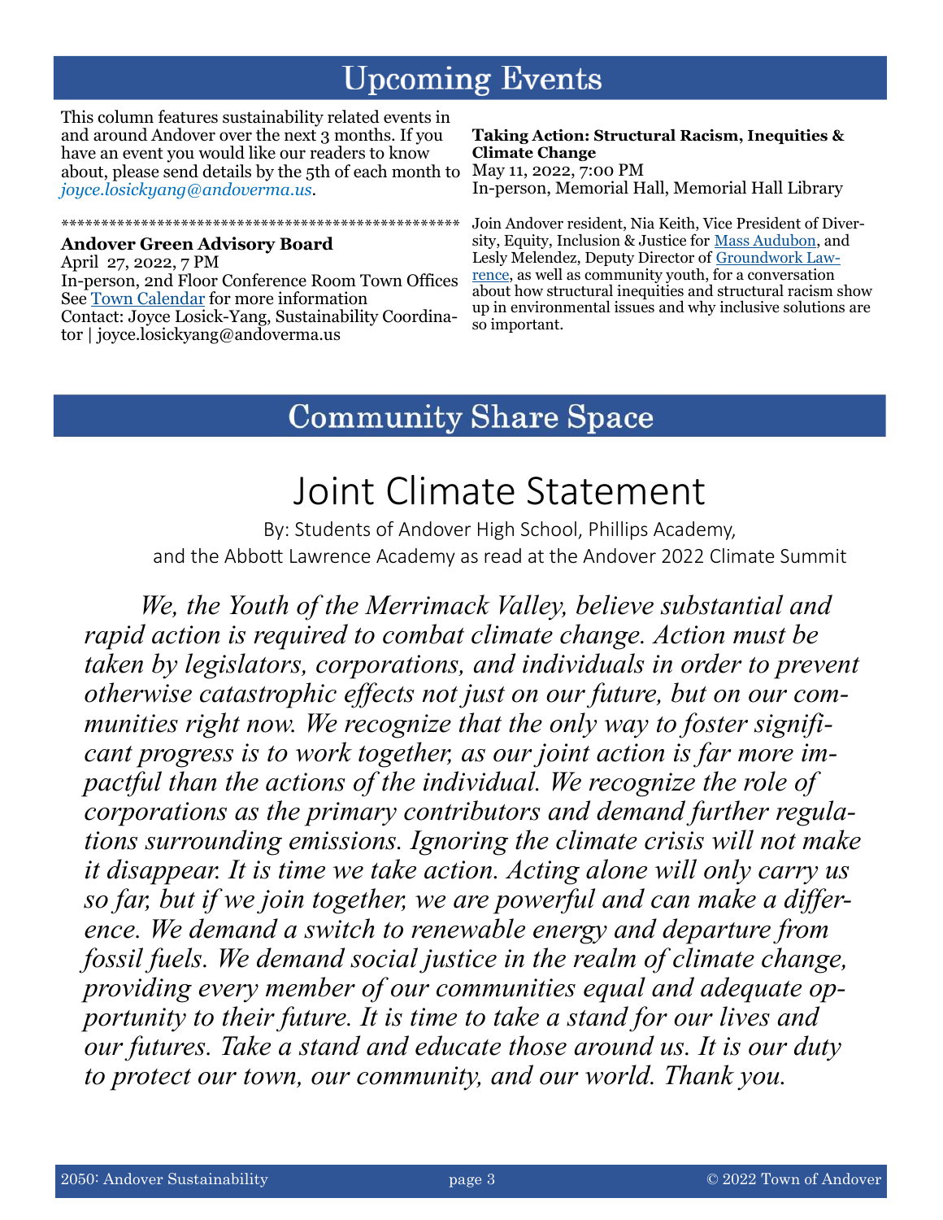## Upcoming Events

This column features sustainability related events in and around Andover over the next 3 months. If you have an event you would like our readers to know about, please send details by the 5th of each month to *joyce.losickyang@andoverma.us*.

**************************************************

**Andover Green Advisory Board**
April 27, 2022, 7 PM
In-person, 2nd Floor Conference Room Town Offices
See Town Calendar for more information
Contact: Joyce Losick-Yang, Sustainability Coordinator | joyce.losickyang@andoverma.us

**Taking Action: Structural Racism, Inequities & Climate Change**
May 11, 2022, 7:00 PM
In-person, Memorial Hall, Memorial Hall Library

Join Andover resident, Nia Keith, Vice President of Diversity, Equity, Inclusion & Justice for Mass Audubon, and Lesly Melendez, Deputy Director of Groundwork Lawrence, as well as community youth, for a conversation about how structural inequities and structural racism show up in environmental issues and why inclusive solutions are so important.

## Community Share Space

# Joint Climate Statement

By: Students of Andover High School, Phillips Academy, and the Abbott Lawrence Academy as read at the Andover 2022 Climate Summit

*We, the Youth of the Merrimack Valley, believe substantial and rapid action is required to combat climate change. Action must be taken by legislators, corporations, and individuals in order to prevent otherwise catastrophic effects not just on our future, but on our communities right now. We recognize that the only way to foster significant progress is to work together, as our joint action is far more impactful than the actions of the individual. We recognize the role of corporations as the primary contributors and demand further regulations surrounding emissions. Ignoring the climate crisis will not make it disappear. It is time we take action. Acting alone will only carry us so far, but if we join together, we are powerful and can make a difference. We demand a switch to renewable energy and departure from fossil fuels. We demand social justice in the realm of climate change, providing every member of our communities equal and adequate opportunity to their future. It is time to take a stand for our lives and our futures. Take a stand and educate those around us. It is our duty to protect our town, our community, and our world. Thank you.*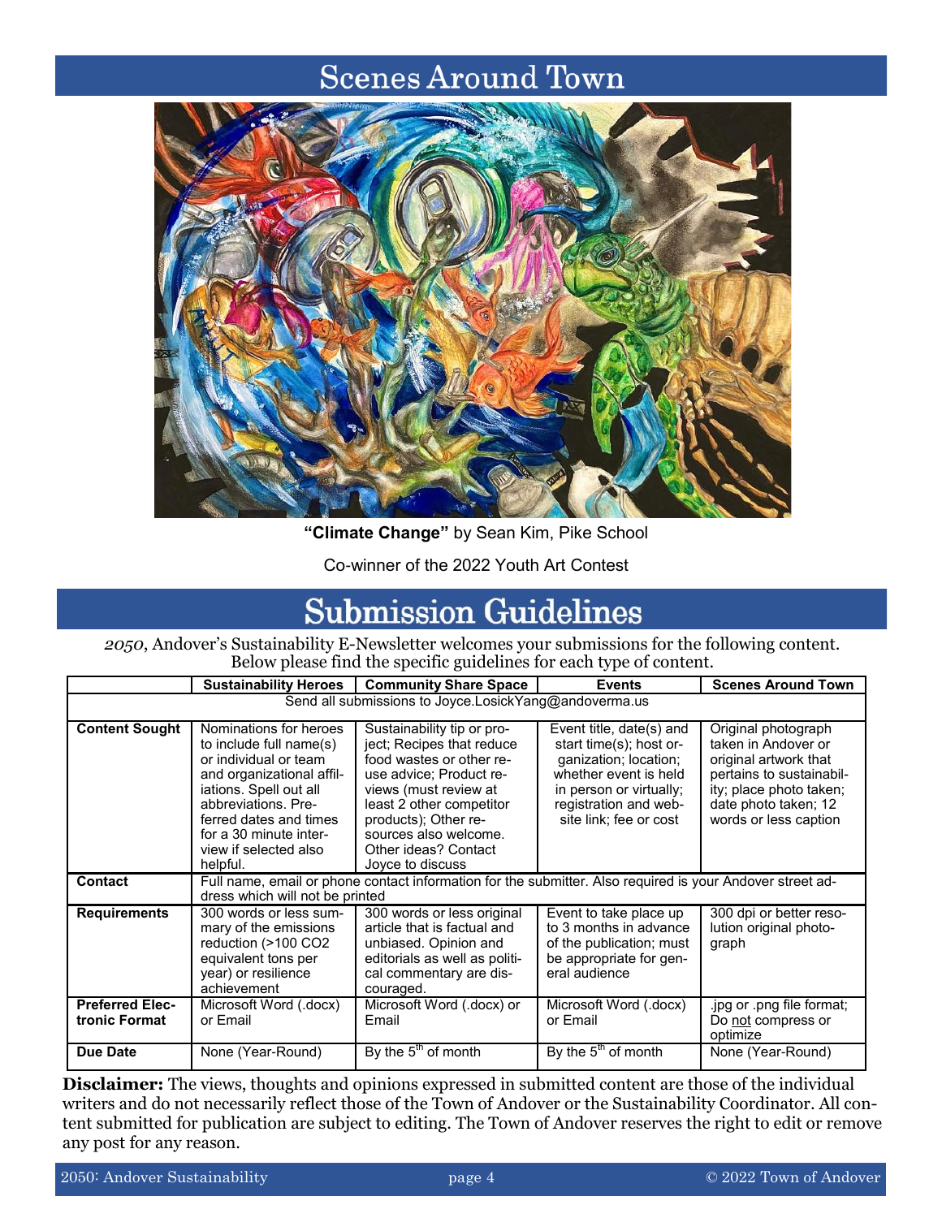# Scenes Around Town

**"Climate Change"** by Sean Kim, Pike School

Co-winner of the 2022 Youth Art Contest

# Submission Guidelines

*2050*, Andover's Sustainability E-Newsletter welcomes your submissions for the following content. Below please find the specific guidelines for each type of content.

| | Sustainability Heroes | Community Share Space | Events | Scenes Around Town |
|---|---|---|---|---|
| Send all submissions to Joyce.LosickYang@andoverma.us | | | | |
| **Content Sought** | Nominations for heroes to include full name(s) or individual or team and organizational affiliations. Spell out all abbreviations. Preferred dates and times for a 30 minute interview if selected also helpful. | Sustainability tip or project; Recipes that reduce food wastes or other reuse advice; Product reviews (must review at least 2 other competitor products); Other resources also welcome. Other ideas? Contact Joyce to discuss | Event title, date(s) and start time(s); host organization; location; whether event is held in person or virtually; registration and website link; fee or cost | Original photograph taken in Andover or original artwork that pertains to sustainability; place photo taken; date photo taken; 12 words or less caption |
| **Contact** | Full name, email or phone contact information for the submitter. Also required is your Andover street address which will not be printed | | | |
| **Requirements** | 300 words or less summary of the emissions reduction (>100 CO2 equivalent tons per year) or resilience achievement | 300 words or less original article that is factual and unbiased. Opinion and editorials as well as political commentary are discouraged. | Event to take place up to 3 months in advance of the publication; must be appropriate for general audience | 300 dpi or better resolution original photograph |
| **Preferred Electronic Format** | Microsoft Word (.docx) or Email | Microsoft Word (.docx) or Email | Microsoft Word (.docx) or Email | .jpg or .png file format; Do not compress or optimize |
| **Due Date** | None (Year-Round) | By the 5th of month | By the 5th of month | None (Year-Round) |

**Disclaimer:** The views, thoughts and opinions expressed in submitted content are those of the individual writers and do not necessarily reflect those of the Town of Andover or the Sustainability Coordinator. All content submitted for publication are subject to editing. The Town of Andover reserves the right to edit or remove any post for any reason.